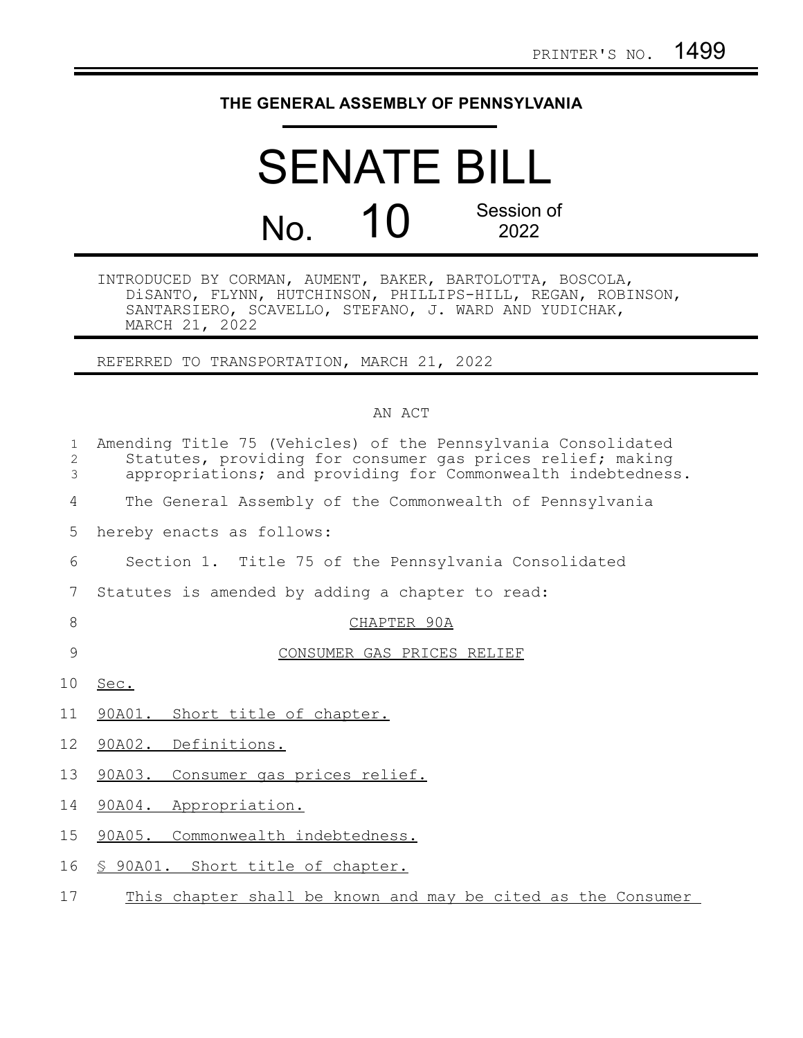PRINTER'S NO. 1499

# THE GENERAL ASSEMBLY OF PENNSYLVANIA

# SENATE BILL

## No. 10 Session of 2022

INTRODUCED BY CORMAN, AUMENT, BAKER, BARTOLOTTA, BOSCOLA, DiSANTO, FLYNN, HUTCHINSON, PHILLIPS-HILL, REGAN, ROBINSON, SANTARSIERO, SCAVELLO, STEFANO, J. WARD AND YUDICHAK, MARCH 21, 2022

REFERRED TO TRANSPORTATION, MARCH 21, 2022

AN ACT

Amending Title 75 (Vehicles) of the Pennsylvania Consolidated Statutes, providing for consumer gas prices relief; making appropriations; and providing for Commonwealth indebtedness.

The General Assembly of the Commonwealth of Pennsylvania hereby enacts as follows:

Section 1. Title 75 of the Pennsylvania Consolidated Statutes is amended by adding a chapter to read:

CHAPTER 90A

CONSUMER GAS PRICES RELIEF

Sec.

90A01. Short title of chapter.

90A02. Definitions.

90A03. Consumer gas prices relief.

90A04. Appropriation.

90A05. Commonwealth indebtedness.

§ 90A01. Short title of chapter.

This chapter shall be known and may be cited as the Consumer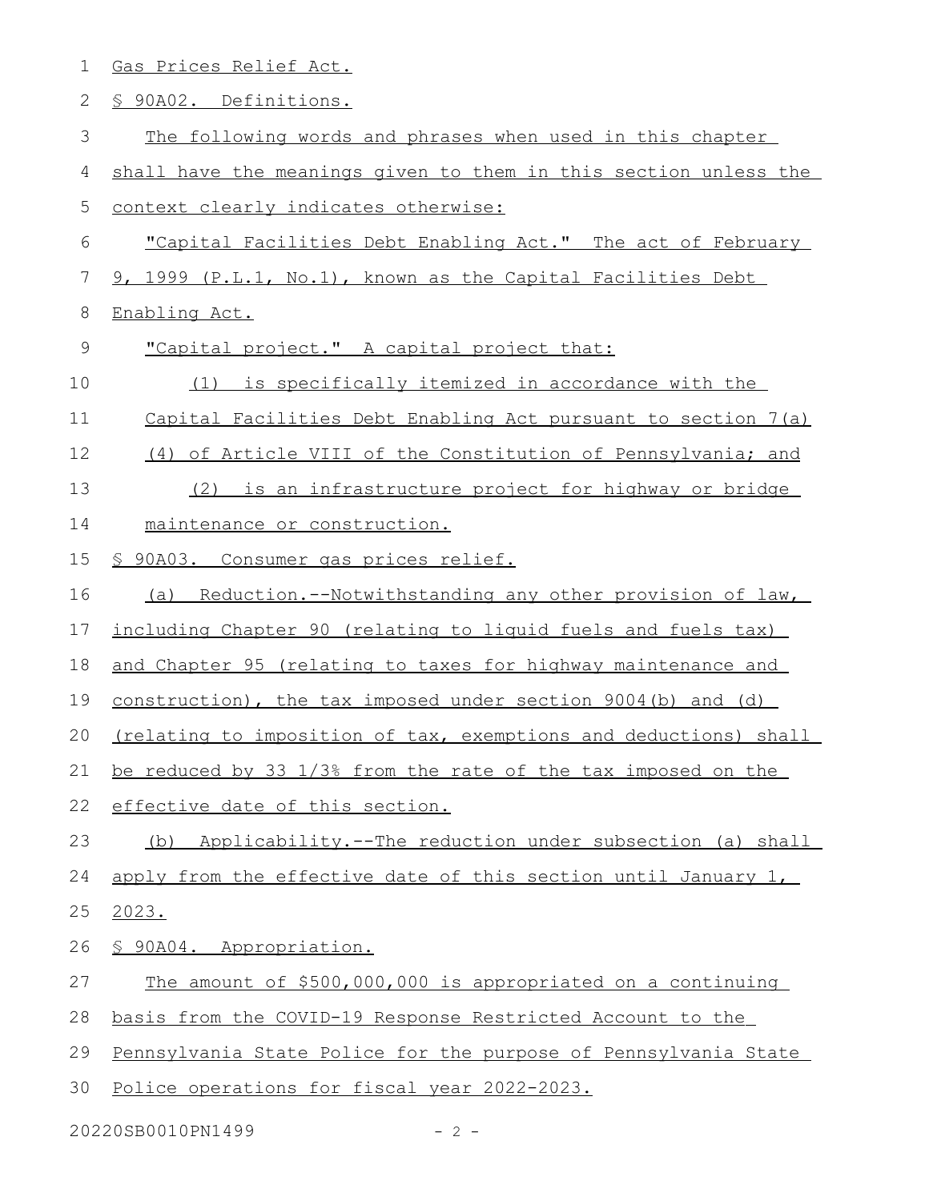Gas Prices Relief Act.

§ 90A02. Definitions.

The following words and phrases when used in this chapter shall have the meanings given to them in this section unless the context clearly indicates otherwise:

"Capital Facilities Debt Enabling Act." The act of February 9, 1999 (P.L.1, No.1), known as the Capital Facilities Debt Enabling Act.

"Capital project." A capital project that:

(1) is specifically itemized in accordance with the Capital Facilities Debt Enabling Act pursuant to section 7(a)(4) of Article VIII of the Constitution of Pennsylvania; and

(2) is an infrastructure project for highway or bridge maintenance or construction.

§ 90A03. Consumer gas prices relief.

(a) Reduction.--Notwithstanding any other provision of law, including Chapter 90 (relating to liquid fuels and fuels tax) and Chapter 95 (relating to taxes for highway maintenance and construction), the tax imposed under section 9004(b) and (d) (relating to imposition of tax, exemptions and deductions) shall be reduced by 33 1/3% from the rate of the tax imposed on the effective date of this section.

(b) Applicability.--The reduction under subsection (a) shall apply from the effective date of this section until January 1, 2023.

§ 90A04. Appropriation.

The amount of $500,000,000 is appropriated on a continuing basis from the COVID-19 Response Restricted Account to the Pennsylvania State Police for the purpose of Pennsylvania State Police operations for fiscal year 2022-2023.

20220SB0010PN1499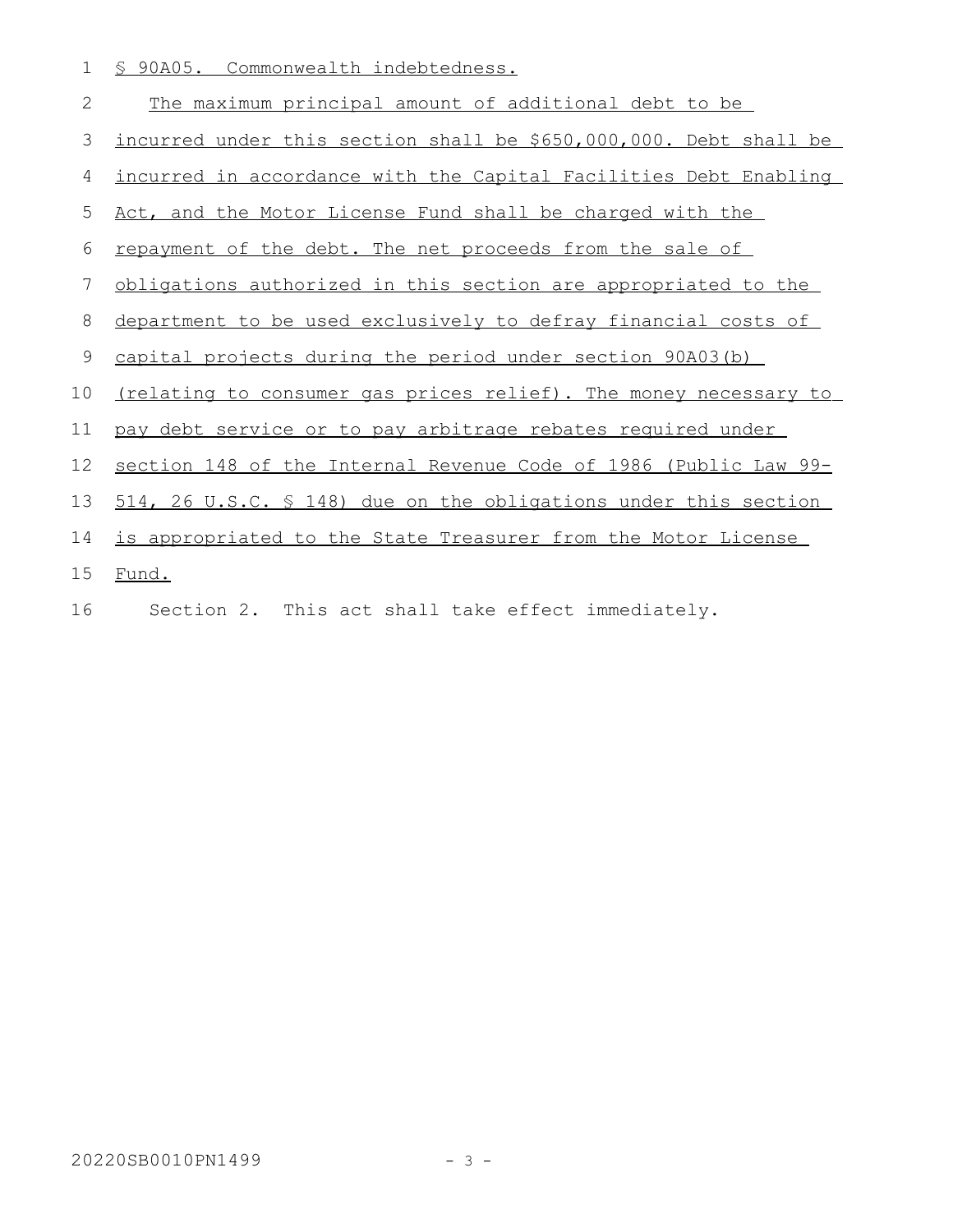§ 90A05. Commonwealth indebtedness.

The maximum principal amount of additional debt to be incurred under this section shall be $650,000,000. Debt shall be incurred in accordance with the Capital Facilities Debt Enabling Act, and the Motor License Fund shall be charged with the repayment of the debt. The net proceeds from the sale of obligations authorized in this section are appropriated to the department to be used exclusively to defray financial costs of capital projects during the period under section 90A03(b) (relating to consumer gas prices relief). The money necessary to pay debt service or to pay arbitrage rebates required under section 148 of the Internal Revenue Code of 1986 (Public Law 99-514, 26 U.S.C. § 148) due on the obligations under this section is appropriated to the State Treasurer from the Motor License Fund.

Section 2. This act shall take effect immediately.